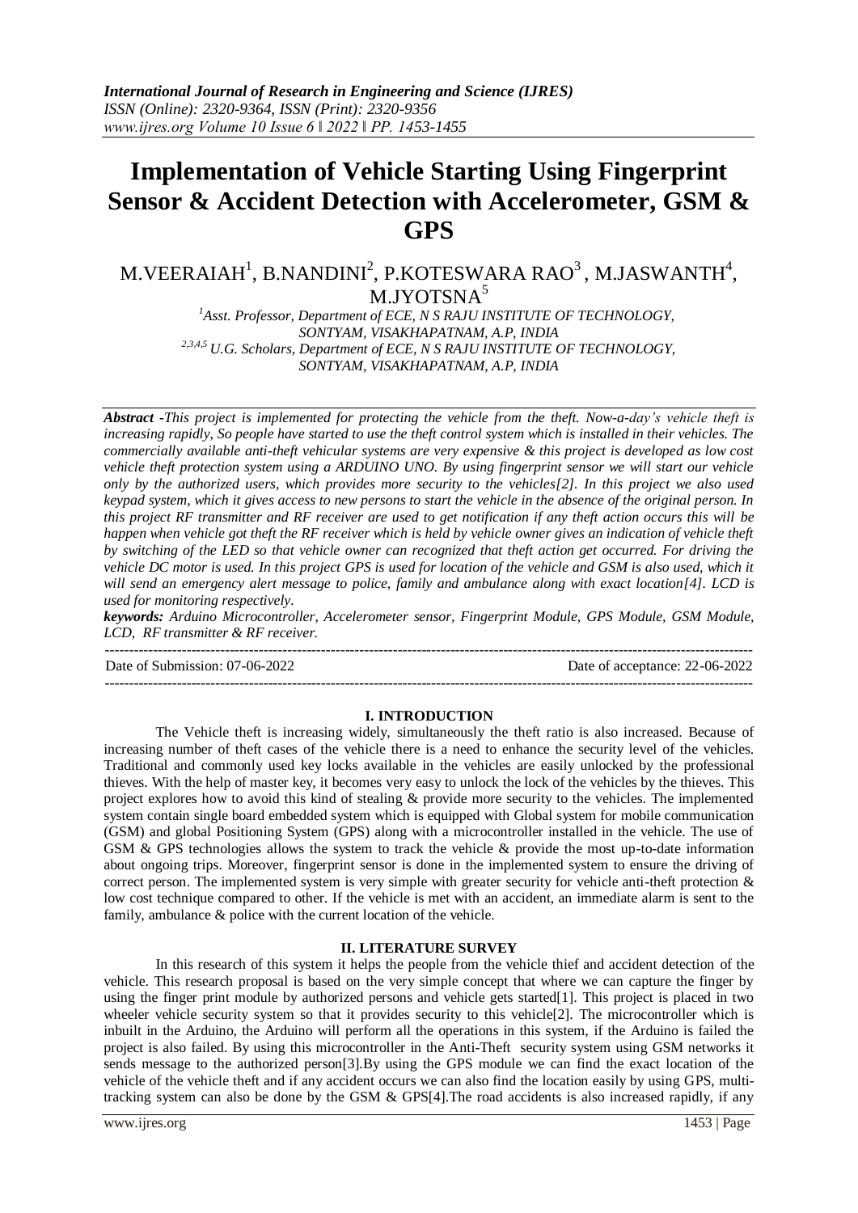# Implementation of Vehicle Starting Using Fingerprint Sensor & Accident Detection with Accelerometer, GSM & GPS

M.VEERAIAH[1], B.NANDINI[2], P.KOTESWARA RAO[3], M.JASWANTH[4], M.JYOTSNA[5]

[1]*Asst. Professor, Department of ECE, N S RAJU INSTITUTE OF TECHNOLOGY, SONTYAM, VISAKHAPATNAM, A.P, INDIA*
[2,3,4,5] *U.G. Scholars, Department of ECE, N S RAJU INSTITUTE OF TECHNOLOGY, SONTYAM, VISAKHAPATNAM, A.P, INDIA*

***Abstract*** *-This project is implemented for protecting the vehicle from the theft. Now-a-day's vehicle theft is increasing rapidly, So people have started to use the theft control system which is installed in their vehicles. The commercially available anti-theft vehicular systems are very expensive & this project is developed as low cost vehicle theft protection system using a ARDUINO UNO. By using fingerprint sensor we will start our vehicle only by the authorized users, which provides more security to the vehicles[2]. In this project we also used keypad system, which it gives access to new persons to start the vehicle in the absence of the original person. In this project RF transmitter and RF receiver are used to get notification if any theft action occurs this will be happen when vehicle got theft the RF receiver which is held by vehicle owner gives an indication of vehicle theft by switching of the LED so that vehicle owner can recognized that theft action get occurred. For driving the vehicle DC motor is used. In this project GPS is used for location of the vehicle and GSM is also used, which it will send an emergency alert message to police, family and ambulance along with exact location[4]. LCD is used for monitoring respectively.*

***keywords:*** *Arduino Microcontroller, Accelerometer sensor, Fingerprint Module, GPS Module, GSM Module, LCD, RF transmitter & RF receiver.*

Date of Submission: 07-06-2022 — Date of acceptance: 22-06-2022

## I. INTRODUCTION

The Vehicle theft is increasing widely, simultaneously the theft ratio is also increased. Because of increasing number of theft cases of the vehicle there is a need to enhance the security level of the vehicles. Traditional and commonly used key locks available in the vehicles are easily unlocked by the professional thieves. With the help of master key, it becomes very easy to unlock the lock of the vehicles by the thieves. This project explores how to avoid this kind of stealing & provide more security to the vehicles. The implemented system contain single board embedded system which is equipped with Global system for mobile communication (GSM) and global Positioning System (GPS) along with a microcontroller installed in the vehicle. The use of GSM & GPS technologies allows the system to track the vehicle & provide the most up-to-date information about ongoing trips. Moreover, fingerprint sensor is done in the implemented system to ensure the driving of correct person. The implemented system is very simple with greater security for vehicle anti-theft protection & low cost technique compared to other. If the vehicle is met with an accident, an immediate alarm is sent to the family, ambulance & police with the current location of the vehicle.

## II. LITERATURE SURVEY

In this research of this system it helps the people from the vehicle thief and accident detection of the vehicle. This research proposal is based on the very simple concept that where we can capture the finger by using the finger print module by authorized persons and vehicle gets started[1]. This project is placed in two wheeler vehicle security system so that it provides security to this vehicle[2]. The microcontroller which is inbuilt in the Arduino, the Arduino will perform all the operations in this system, if the Arduino is failed the project is also failed. By using this microcontroller in the Anti-Theft security system using GSM networks it sends message to the authorized person[3].By using the GPS module we can find the exact location of the vehicle of the vehicle theft and if any accident occurs we can also find the location easily by using GPS, multi-tracking system can also be done by the GSM & GPS[4].The road accidents is also increased rapidly, if any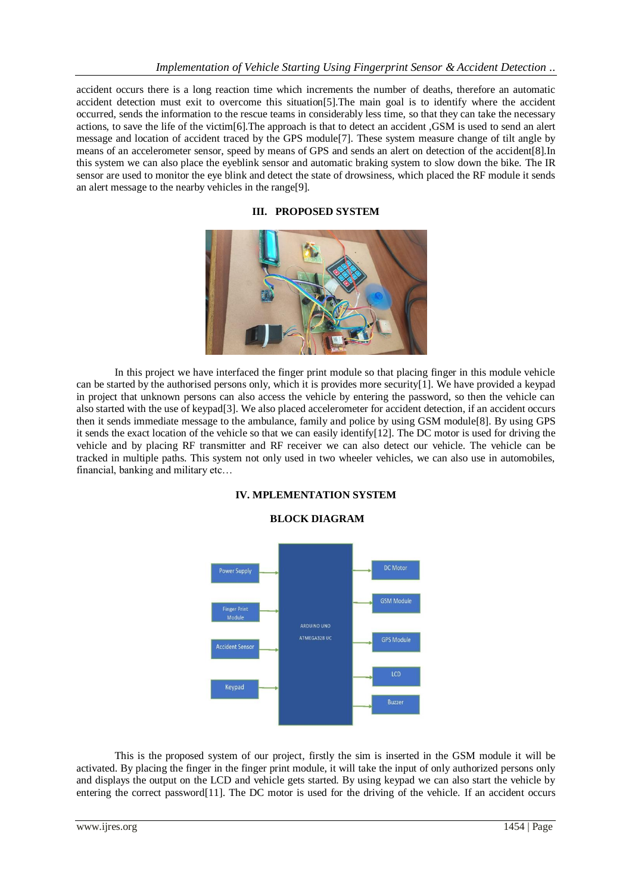accident occurs there is a long reaction time which increments the number of deaths, therefore an automatic accident detection must exit to overcome this situation[5].The main goal is to identify where the accident occurred, sends the information to the rescue teams in considerably less time, so that they can take the necessary actions, to save the life of the victim[6].The approach is that to detect an accident ,GSM is used to send an alert message and location of accident traced by the GPS module[7]. These system measure change of tilt angle by means of an accelerometer sensor, speed by means of GPS and sends an alert on detection of the accident[8].In this system we can also place the eyeblink sensor and automatic braking system to slow down the bike. The IR sensor are used to monitor the eye blink and detect the state of drowsiness, which placed the RF module it sends an alert message to the nearby vehicles in the range[9].

## III. PROPOSED SYSTEM

In this project we have interfaced the finger print module so that placing finger in this module vehicle can be started by the authorised persons only, which it is provides more security[1]. We have provided a keypad in project that unknown persons can also access the vehicle by entering the password, so then the vehicle can also started with the use of keypad[3]. We also placed accelerometer for accident detection, if an accident occurs then it sends immediate message to the ambulance, family and police by using GSM module[8]. By using GPS it sends the exact location of the vehicle so that we can easily identify[12]. The DC motor is used for driving the vehicle and by placing RF transmitter and RF receiver we can also detect our vehicle. The vehicle can be tracked in multiple paths. This system not only used in two wheeler vehicles, we can also use in automobiles, financial, banking and military etc…

## IV. MPLEMENTATION SYSTEM

### BLOCK DIAGRAM

This is the proposed system of our project, firstly the sim is inserted in the GSM module it will be activated. By placing the finger in the finger print module, it will take the input of only authorized persons only and displays the output on the LCD and vehicle gets started. By using keypad we can also start the vehicle by entering the correct password[11]. The DC motor is used for the driving of the vehicle. If an accident occurs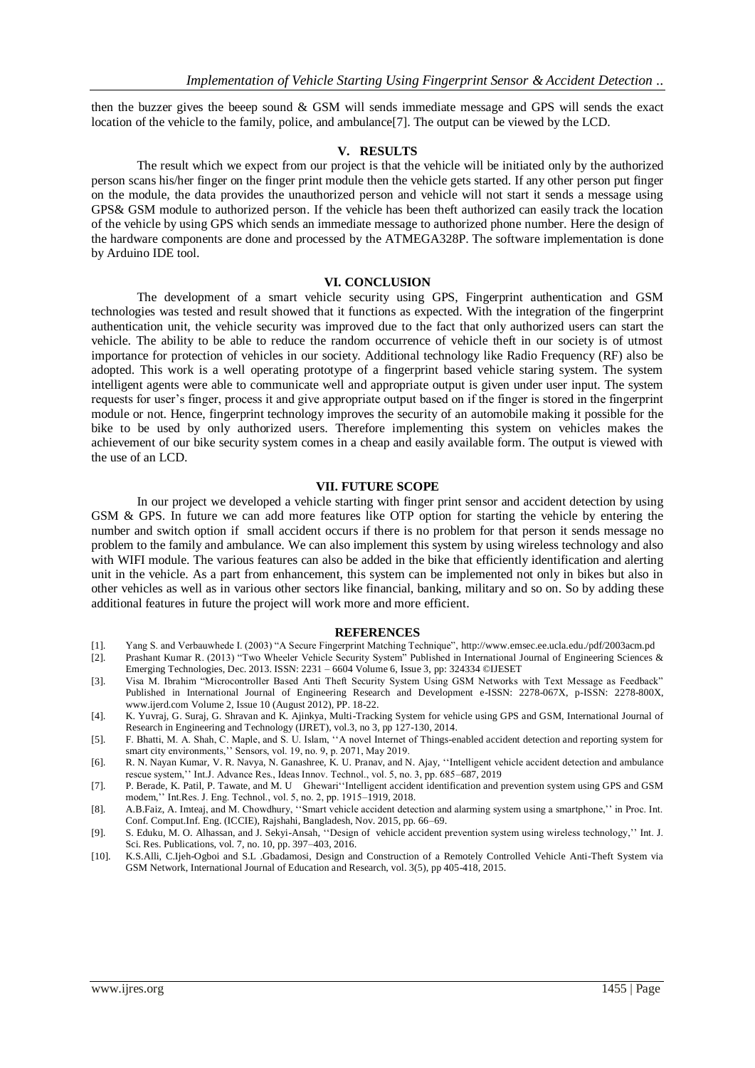then the buzzer gives the beeep sound & GSM will sends immediate message and GPS will sends the exact location of the vehicle to the family, police, and ambulance[7]. The output can be viewed by the LCD.

## V. RESULTS

The result which we expect from our project is that the vehicle will be initiated only by the authorized person scans his/her finger on the finger print module then the vehicle gets started. If any other person put finger on the module, the data provides the unauthorized person and vehicle will not start it sends a message using GPS& GSM module to authorized person. If the vehicle has been theft authorized can easily track the location of the vehicle by using GPS which sends an immediate message to authorized phone number. Here the design of the hardware components are done and processed by the ATMEGA328P. The software implementation is done by Arduino IDE tool.

## VI. CONCLUSION

The development of a smart vehicle security using GPS, Fingerprint authentication and GSM technologies was tested and result showed that it functions as expected. With the integration of the fingerprint authentication unit, the vehicle security was improved due to the fact that only authorized users can start the vehicle. The ability to be able to reduce the random occurrence of vehicle theft in our society is of utmost importance for protection of vehicles in our society. Additional technology like Radio Frequency (RF) also be adopted. This work is a well operating prototype of a fingerprint based vehicle staring system. The system intelligent agents were able to communicate well and appropriate output is given under user input. The system requests for user's finger, process it and give appropriate output based on if the finger is stored in the fingerprint module or not. Hence, fingerprint technology improves the security of an automobile making it possible for the bike to be used by only authorized users. Therefore implementing this system on vehicles makes the achievement of our bike security system comes in a cheap and easily available form. The output is viewed with the use of an LCD.

## VII. FUTURE SCOPE

In our project we developed a vehicle starting with finger print sensor and accident detection by using GSM & GPS. In future we can add more features like OTP option for starting the vehicle by entering the number and switch option if small accident occurs if there is no problem for that person it sends message no problem to the family and ambulance. We can also implement this system by using wireless technology and also with WIFI module. The various features can also be added in the bike that efficiently identification and alerting unit in the vehicle. As a part from enhancement, this system can be implemented not only in bikes but also in other vehicles as well as in various other sectors like financial, banking, military and so on. So by adding these additional features in future the project will work more and more efficient.

## REFERENCES

[1]. Yang S. and Verbauwhede I. (2003) "A Secure Fingerprint Matching Technique", http://www.emsec.ee.ucla.edu./pdf/2003acm.pd

[2]. Prashant Kumar R. (2013) "Two Wheeler Vehicle Security System" Published in International Journal of Engineering Sciences & Emerging Technologies, Dec. 2013. ISSN: 2231 – 6604 Volume 6, Issue 3, pp: 324334 ©IJESET

[3]. Visa M. Ibrahim "Microcontroller Based Anti Theft Security System Using GSM Networks with Text Message as Feedback" Published in International Journal of Engineering Research and Development e-ISSN: 2278-067X, p-ISSN: 2278-800X, www.ijerd.com Volume 2, Issue 10 (August 2012), PP. 18-22.

[4]. K. Yuvraj, G. Suraj, G. Shravan and K. Ajinkya, Multi-Tracking System for vehicle using GPS and GSM, International Journal of Research in Engineering and Technology (IJRET), vol.3, no 3, pp 127-130, 2014.

[5]. F. Bhatti, M. A. Shah, C. Maple, and S. U. Islam, ''A novel Internet of Things-enabled accident detection and reporting system for smart city environments,'' Sensors, vol. 19, no. 9, p. 2071, May 2019.

[6]. R. N. Nayan Kumar, V. R. Navya, N. Ganashree, K. U. Pranav, and N. Ajay, ''Intelligent vehicle accident detection and ambulance rescue system,'' Int.J. Advance Res., Ideas Innov. Technol., vol. 5, no. 3, pp. 685–687, 2019

[7]. P. Berade, K. Patil, P. Tawate, and M. U Ghewari''Intelligent accident identification and prevention system using GPS and GSM modem,'' Int.Res. J. Eng. Technol., vol. 5, no. 2, pp. 1915–1919, 2018.

[8]. A.B.Faiz, A. Imteaj, and M. Chowdhury, ''Smart vehicle accident detection and alarming system using a smartphone,'' in Proc. Int. Conf. Comput.Inf. Eng. (ICCIE), Rajshahi, Bangladesh, Nov. 2015, pp. 66–69.

[9]. S. Eduku, M. O. Alhassan, and J. Sekyi-Ansah, ''Design of vehicle accident prevention system using wireless technology,'' Int. J. Sci. Res. Publications, vol. 7, no. 10, pp. 397–403, 2016.

[10]. K.S.Alli, C.Ijeh-Ogboi and S.L .Gbadamosi, Design and Construction of a Remotely Controlled Vehicle Anti-Theft System via GSM Network, International Journal of Education and Research, vol. 3(5), pp 405-418, 2015.